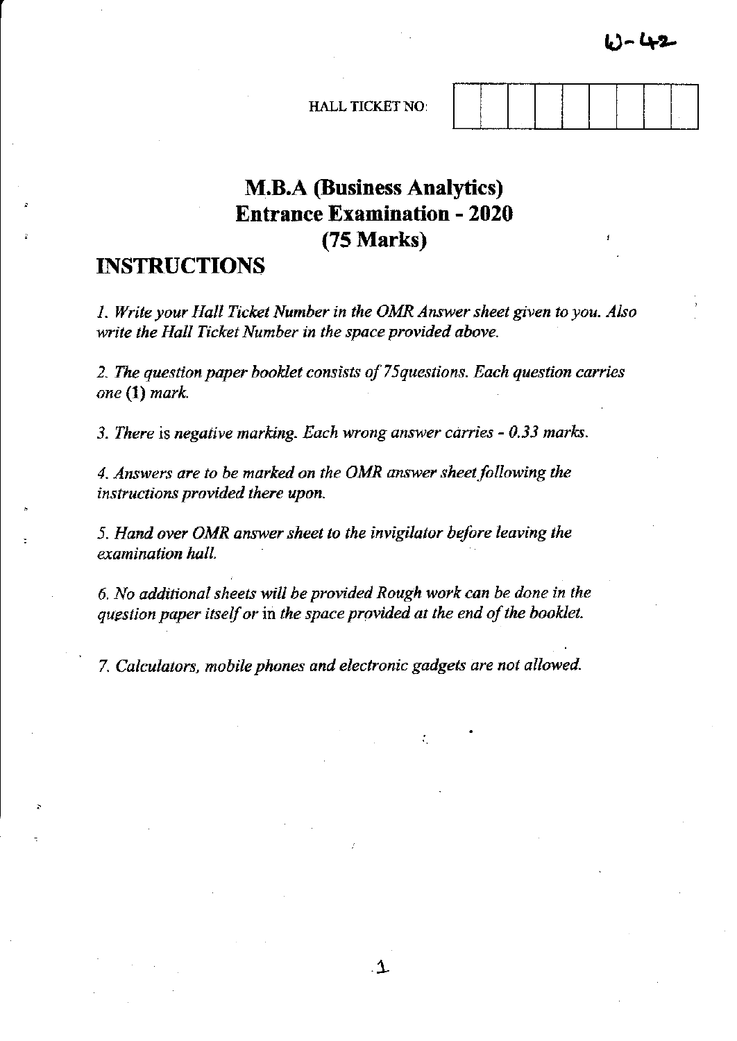W-42

HALL TICKET NO: | | | | | | | | |

# M.B.A (Business Analytics) Entrance Examination - 2020 (75 Marks)

## INSTRUCTIONS

*1. Write your Hall Ticket Number in the OMR Answer sheet given to you. Also write the Hall Ticket Number in the space provided above.*

*2. The question paper booklet consists of 75questions. Each question carries one* **(1)** *mark.*

*3. There* is *negative marking. Each wrong answer carries - 0.33 marks.*

*4. Answers are to be marked on the OMR answer sheet following the instructions provided there upon.*

*5. Hand over OMR answer sheet to the invigilator before leaving the examination hall.*

*6. No additional sheets will be provided Rough work can be done in the question paper itself or* in *the space provided at the end of the booklet.*

*7. Calculators, mobile phones and electronic gadgets are not allowed.*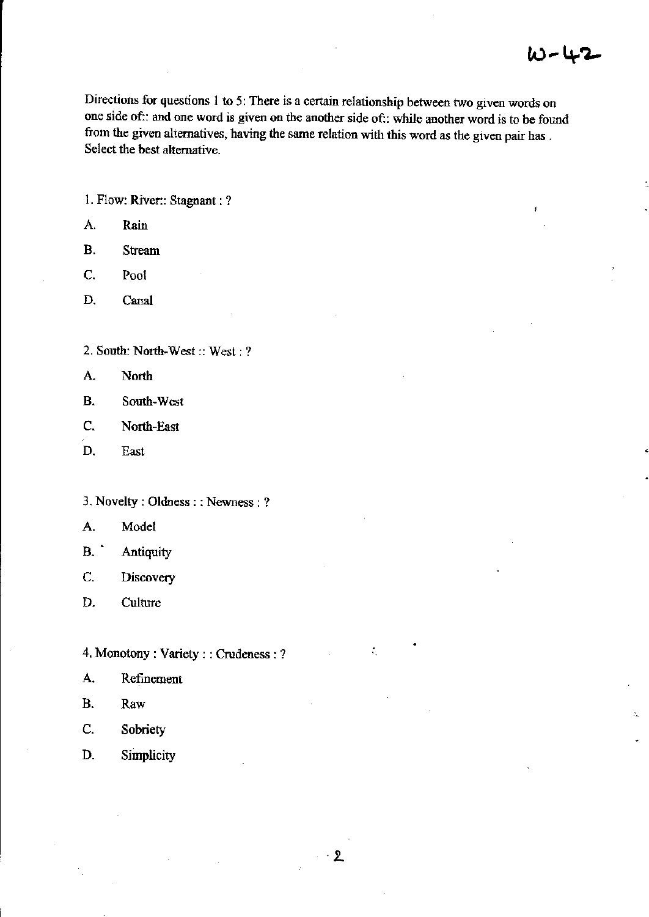W-42

Directions for questions 1 to 5: There is a certain relationship between two given words on one side of:: and one word is given on the another side of:: while another word is to be found from the given alternatives, having the same relation with this word as the given pair has . Select the best alternative.

1. Flow: River:: Stagnant : ?

A. Rain

B. Stream

C. Pool

D. Canal

2. South: North-West :: West : ?

A. North

B. South-West

C. North-East

D. East

3. Novelty : Oldness : : Newness : ?

A. Model

B. Antiquity

C. Discovery

D. Culture

4. Monotony : Variety : : Crudeness : ?

A. Refinement

B. Raw

C. Sobriety

D. Simplicity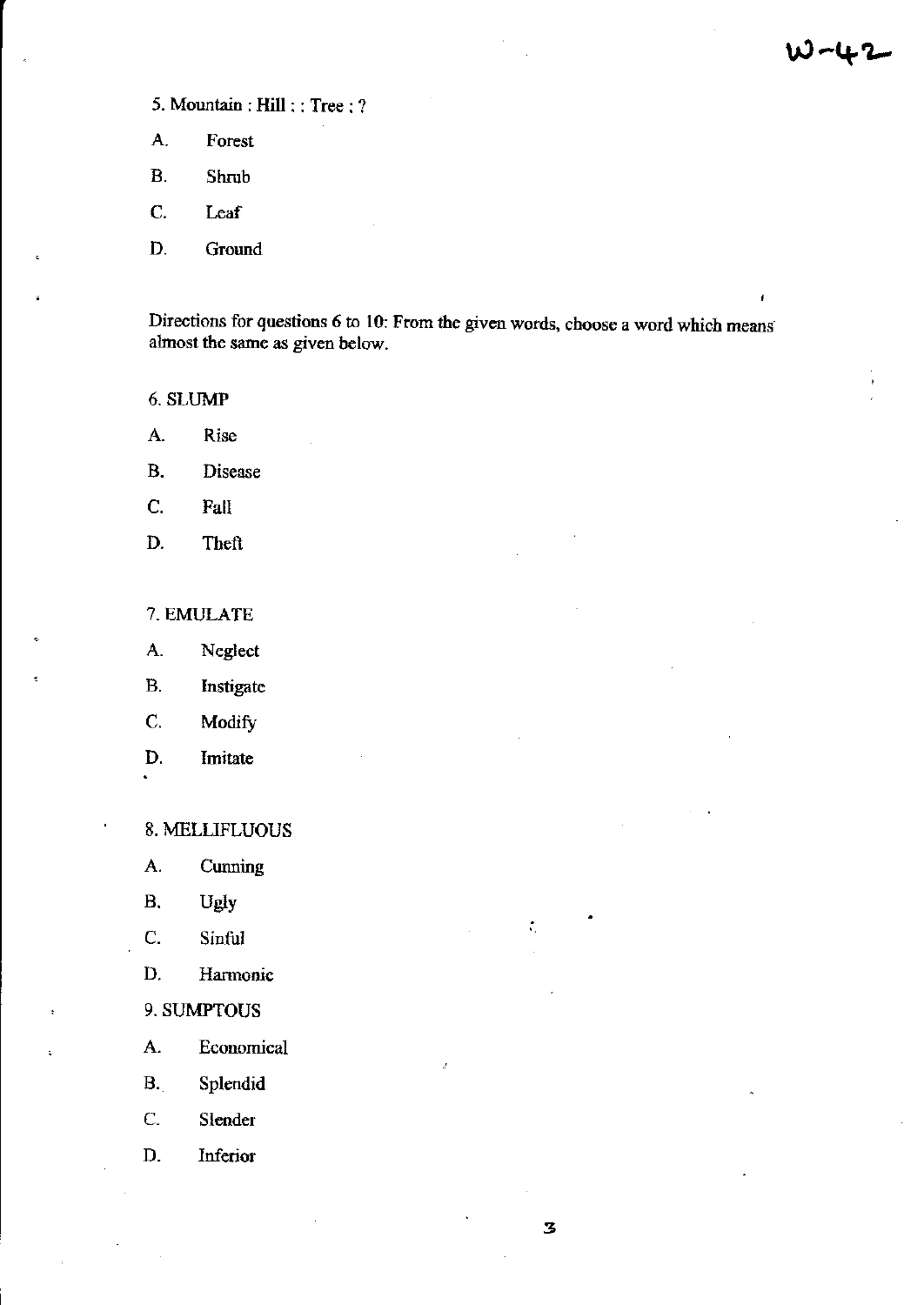5. Mountain : Hill : : Tree : ?

A. Forest

B. Shrub

C. Leaf

D. Ground

Directions for questions 6 to 10: From the given words, choose a word which means almost the same as given below.

6. SLUMP

A. Rise

B. Disease

C. Fall

D. Theft

7. EMULATE

A. Neglect

B. Instigate

C. Modify

D. Imitate

8. MELLIFLUOUS

A. Cunning

B. Ugly

C. Sinful

D. Harmonic

9. SUMPTOUS

A. Economical

B. Splendid

C. Slender

D. Inferior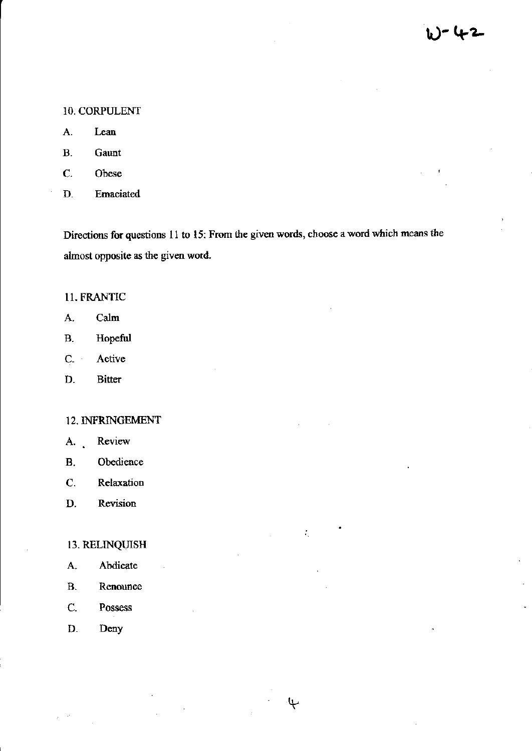10. CORPULENT

A. Lean

B. Gaunt

C. Obese

D. Emaciated

Directions for questions 11 to 15: From the given words, choose a word which means the almost opposite as the given word.

11. FRANTIC

A. Calm

B. Hopeful

C. Active

D. Bitter

12. INFRINGEMENT

A. Review

B. Obedience

C. Relaxation

D. Revision

13. RELINQUISH

A. Abdicate

B. Renounce

C. Possess

D. Deny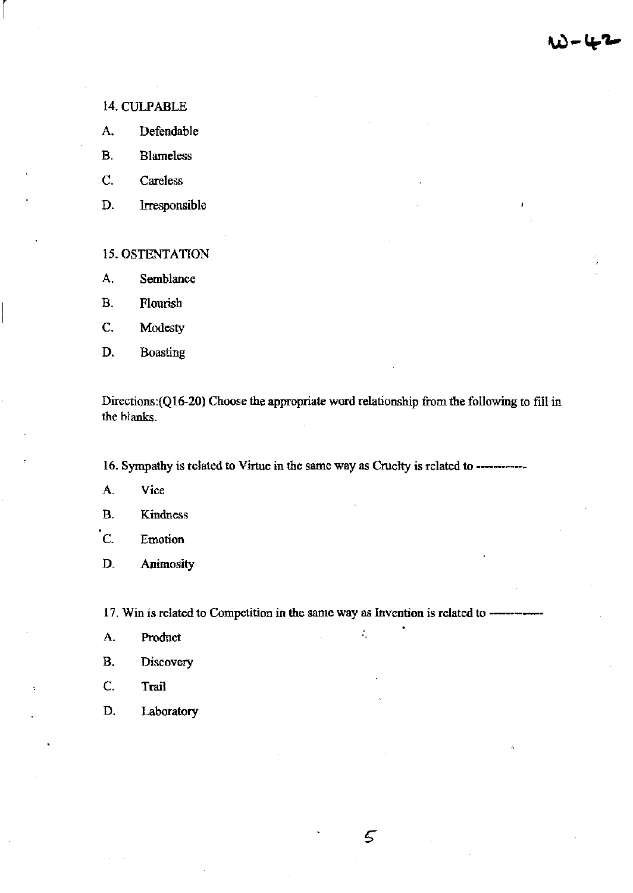14. CULPABLE

A. Defendable

B. Blameless

C. Careless

D. Irresponsible

15. OSTENTATION

A. Semblance

B. Flourish

C. Modesty

D. Boasting

Directions:(Q16-20) Choose the appropriate word relationship from the following to fill in the blanks.

16. Sympathy is related to Virtue in the same way as Cruelty is related to ----------

A. Vice

B. Kindness

C. Emotion

D. Animosity

17. Win is related to Competition in the same way as Invention is related to ----------

A. Product

B. Discovery

C. Trail

D. Laboratory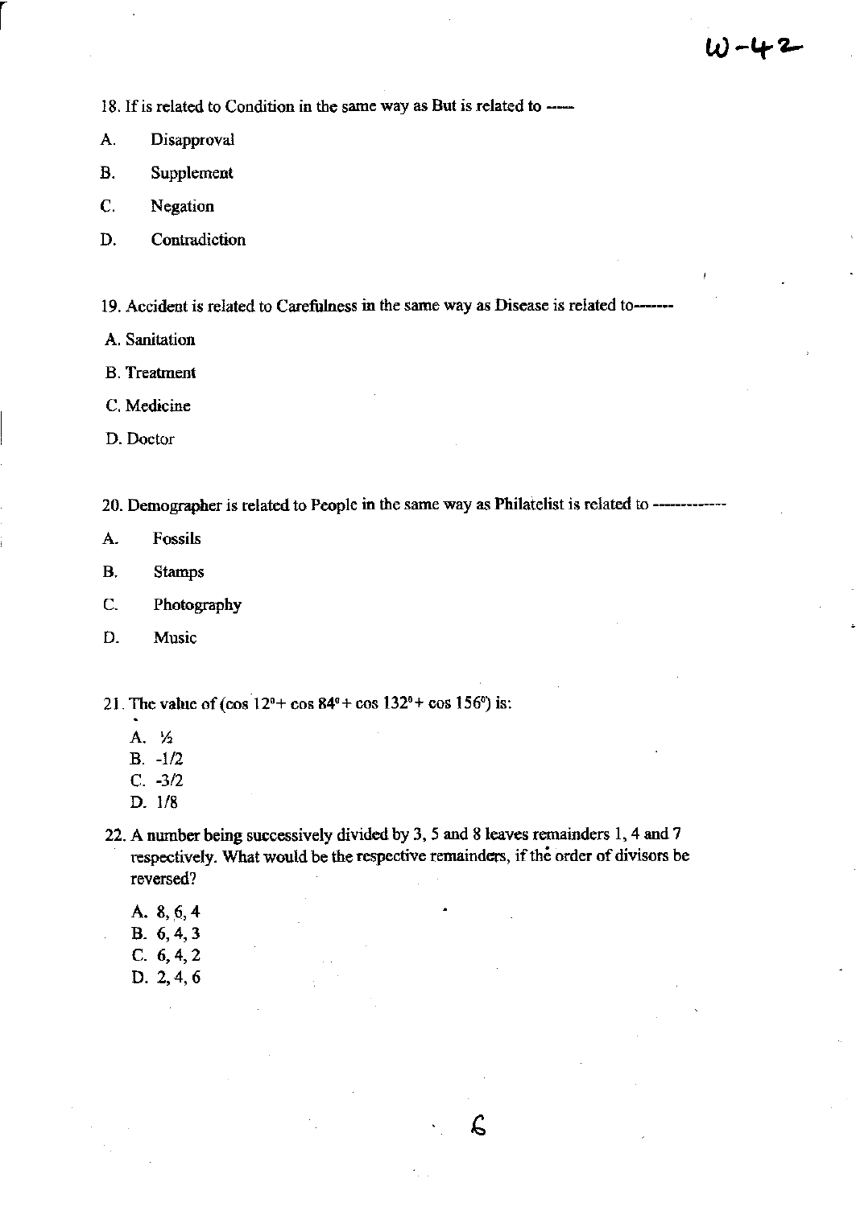18. If is related to Condition in the same way as But is related to -----

A. Disapproval

B. Supplement

C. Negation

D. Contradiction

19. Accident is related to Carefulness in the same way as Disease is related to-------

A. Sanitation

B. Treatment

C. Medicine

D. Doctor

20. Demographer is related to People in the same way as Philatelist is related to ------------

A. Fossils

B. Stamps

C. Photography

D. Music

21. The value of ($\cos 12^0 + \cos 84^0 + \cos 132^0 + \cos 156^0$) is:

A. ½
B. -1/2
C. -3/2
D. 1/8

22. A number being successively divided by 3, 5 and 8 leaves remainders 1, 4 and 7 respectively. What would be the respective remainders, if the order of divisors be reversed?

A. 8, 6, 4
B. 6, 4, 3
C. 6, 4, 2
D. 2, 4, 6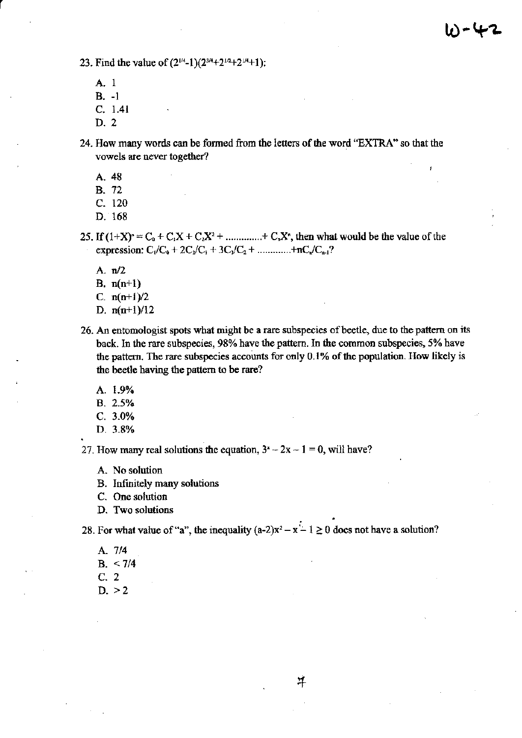23. Find the value of $(2^{1/4}-1)(2^{3/4}+2^{1/2}+2^{1/4}+1)$:

   A. 1
   B. -1
   C. 1.41
   D. 2

24. How many words can be formed from the letters of the word "EXTRA" so that the vowels are never together?

   A. 48
   B. 72
   C. 120
   D. 168

25. If $(1+X)^n = C_0 + C_1X + C_2X^2 + \ldots\ldots\ldots\ldots + C_nX^n$, then what would be the value of the expression: $C_1/C_0 + 2C_2/C_1 + 3C_3/C_2 + \ldots\ldots\ldots\ldots + nC_n/C_{n-1}$?

   A. $n/2$
   B. $n(n+1)$
   C. $n(n+1)/2$
   D. $n(n+1)/12$

26. An entomologist spots what might be a rare subspecies of beetle, due to the pattern on its back. In the rare subspecies, 98% have the pattern. In the common subspecies, 5% have the pattern. The rare subspecies accounts for only 0.1% of the population. How likely is the beetle having the pattern to be rare?

   A. 1.9%
   B. 2.5%
   C. 3.0%
   D. 3.8%

27. How many real solutions the equation, $3^x - 2x - 1 = 0$, will have?

   A. No solution
   B. Infinitely many solutions
   C. One solution
   D. Two solutions

28. For what value of "a", the inequality $(a-2)x^2 - x - 1 \geq 0$ does not have a solution?

   A. 7/4
   B. < 7/4
   C. 2
   D. > 2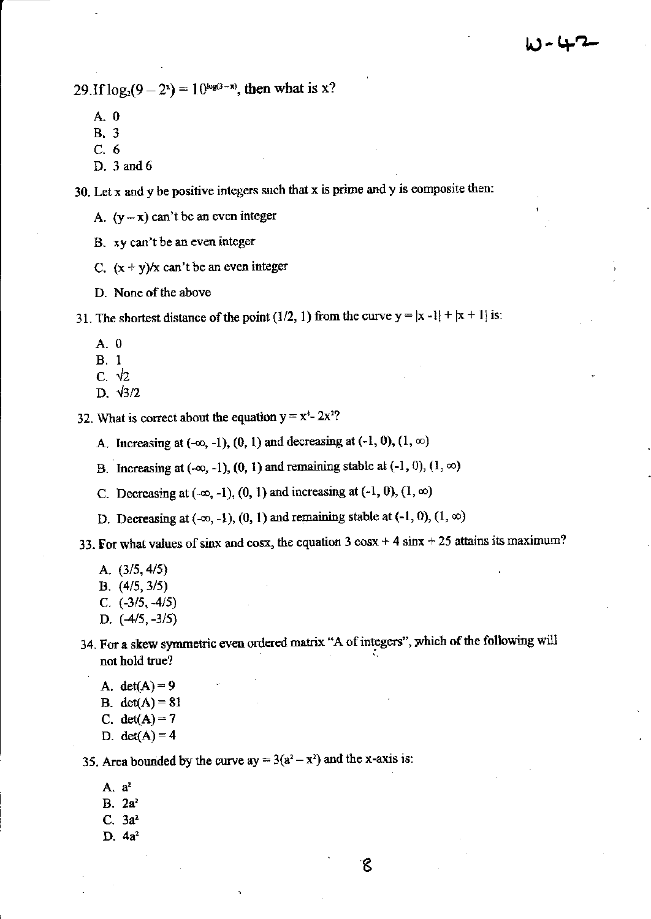29. If $\log_2(9 - 2^x) = 10^{\log(3-x)}$, then what is x?

A. 0
B. 3
C. 6
D. 3 and 6

30. Let x and y be positive integers such that x is prime and y is composite then:

A. $(y - x)$ can't be an even integer
B. $xy$ can't be an even integer
C. $(x + y)/x$ can't be an even integer
D. None of the above

31. The shortest distance of the point $(1/2, 1)$ from the curve $y = |x - 1| + |x + 1|$ is:

A. 0
B. 1
C. $\sqrt{2}$
D. $\sqrt{3}/2$

32. What is correct about the equation $y = x^4 - 2x^2$?

A. Increasing at $(-\infty, -1)$, $(0, 1)$ and decreasing at $(-1, 0)$, $(1, \infty)$
B. Increasing at $(-\infty, -1)$, $(0, 1)$ and remaining stable at $(-1, 0)$, $(1, \infty)$
C. Decreasing at $(-\infty, -1)$, $(0, 1)$ and increasing at $(-1, 0)$, $(1, \infty)$
D. Decreasing at $(-\infty, -1)$, $(0, 1)$ and remaining stable at $(-1, 0)$, $(1, \infty)$

33. For what values of sinx and cosx, the equation $3\cos x + 4\sin x + 25$ attains its maximum?

A. $(3/5, 4/5)$
B. $(4/5, 3/5)$
C. $(-3/5, -4/5)$
D. $(-4/5, -3/5)$

34. For a skew symmetric even ordered matrix "A of integers", which of the following will not hold true?

A. $\det(A) = 9$
B. $\det(A) = 81$
C. $\det(A) = 7$
D. $\det(A) = 4$

35. Area bounded by the curve $ay = 3(a^2 - x^2)$ and the x-axis is:

A. $a^2$
B. $2a^2$
C. $3a^2$
D. $4a^2$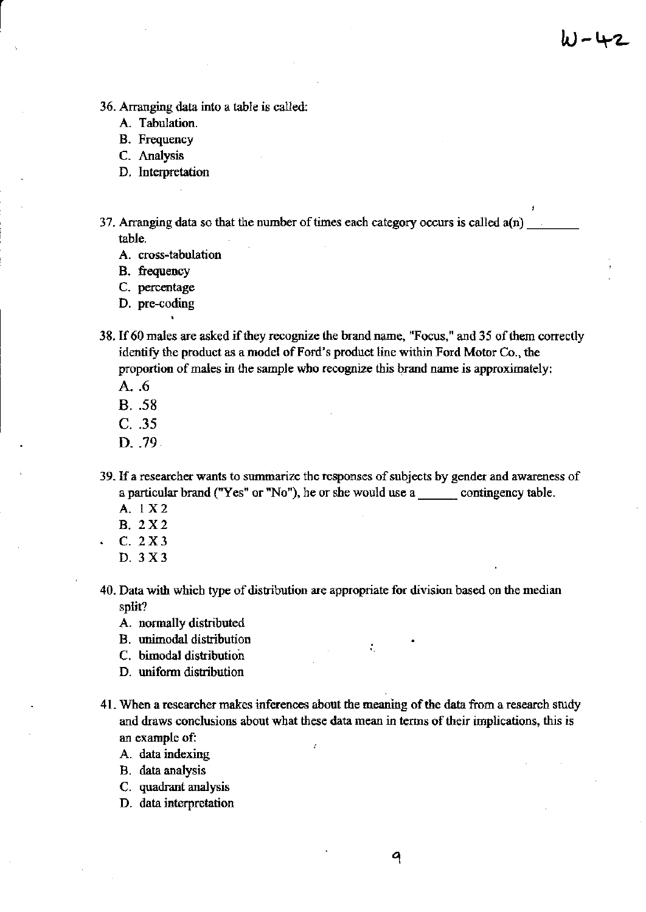36. Arranging data into a table is called:
    A. Tabulation.
    B. Frequency
    C. Analysis
    D. Interpretation

37. Arranging data so that the number of times each category occurs is called a(n) ________ table.
    A. cross-tabulation
    B. frequency
    C. percentage
    D. pre-coding

38. If 60 males are asked if they recognize the brand name, "Focus," and 35 of them correctly identify the product as a model of Ford's product line within Ford Motor Co., the proportion of males in the sample who recognize this brand name is approximately:
    A. .6
    B. .58
    C. .35
    D. .79

39. If a researcher wants to summarize the responses of subjects by gender and awareness of a particular brand ("Yes" or "No"), he or she would use a ______ contingency table.
    A. 1 X 2
    B. 2 X 2
    C. 2 X 3
    D. 3 X 3

40. Data with which type of distribution are appropriate for division based on the median split?
    A. normally distributed
    B. unimodal distribution
    C. bimodal distribution
    D. uniform distribution

41. When a researcher makes inferences about the meaning of the data from a research study and draws conclusions about what these data mean in terms of their implications, this is an example of:
    A. data indexing
    B. data analysis
    C. quadrant analysis
    D. data interpretation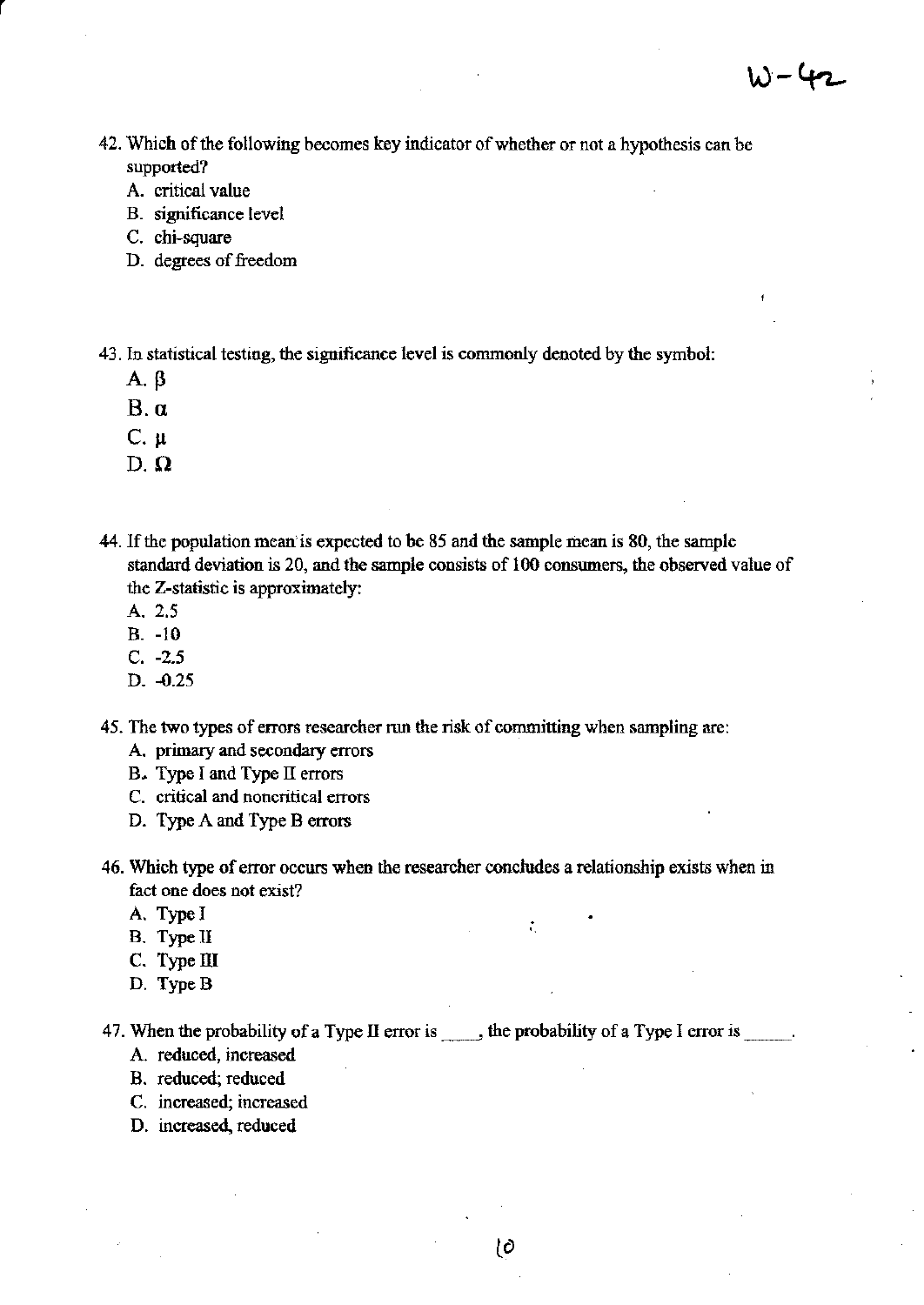42. Which of the following becomes key indicator of whether or not a hypothesis can be supported?
    A. critical value
    B. significance level
    C. chi-square
    D. degrees of freedom

43. In statistical testing, the significance level is commonly denoted by the symbol:
    A. $\beta$
    B. $\alpha$
    C. $\mu$
    D. $\Omega$

44. If the population mean is expected to be 85 and the sample mean is 80, the sample standard deviation is 20, and the sample consists of 100 consumers, the observed value of the Z-statistic is approximately:
    A. 2.5
    B. -10
    C. -2.5
    D. -0.25

45. The two types of errors researcher run the risk of committing when sampling are:
    A. primary and secondary errors
    B. Type I and Type II errors
    C. critical and noncritical errors
    D. Type A and Type B errors

46. Which type of error occurs when the researcher concludes a relationship exists when in fact one does not exist?
    A. Type I
    B. Type II
    C. Type III
    D. Type B

47. When the probability of a Type II error is ____, the probability of a Type I error is _____.
    A. reduced, increased
    B. reduced; reduced
    C. increased; increased
    D. increased, reduced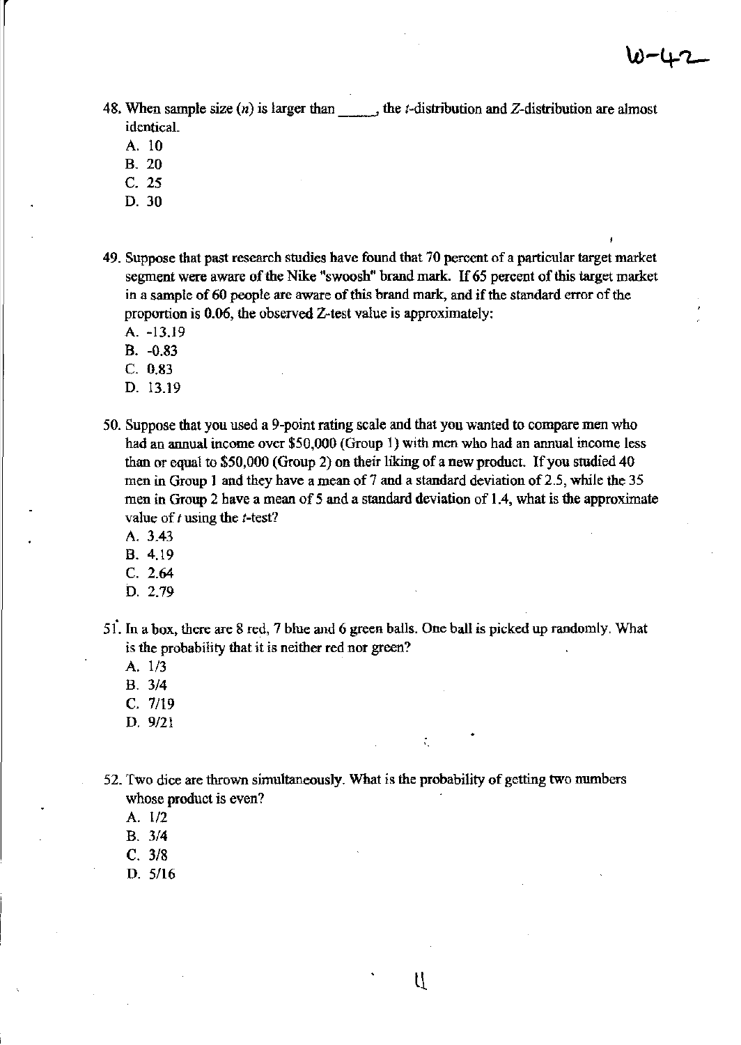48. When sample size ($n$) is larger than _____, the $t$-distribution and $Z$-distribution are almost identical.
    A. 10
    B. 20
    C. 25
    D. 30

49. Suppose that past research studies have found that 70 percent of a particular target market segment were aware of the Nike "swoosh" brand mark. If 65 percent of this target market in a sample of 60 people are aware of this brand mark, and if the standard error of the proportion is 0.06, the observed Z-test value is approximately:
    A. -13.19
    B. -0.83
    C. 0.83
    D. 13.19

50. Suppose that you used a 9-point rating scale and that you wanted to compare men who had an annual income over $50,000 (Group 1) with men who had an annual income less than or equal to $50,000 (Group 2) on their liking of a new product. If you studied 40 men in Group 1 and they have a mean of 7 and a standard deviation of 2.5, while the 35 men in Group 2 have a mean of 5 and a standard deviation of 1.4, what is the approximate value of $t$ using the $t$-test?
    A. 3.43
    B. 4.19
    C. 2.64
    D. 2.79

51. In a box, there are 8 red, 7 blue and 6 green balls. One ball is picked up randomly. What is the probability that it is neither red nor green?
    A. 1/3
    B. 3/4
    C. 7/19
    D. 9/21

52. Two dice are thrown simultaneously. What is the probability of getting two numbers whose product is even?
    A. 1/2
    B. 3/4
    C. 3/8
    D. 5/16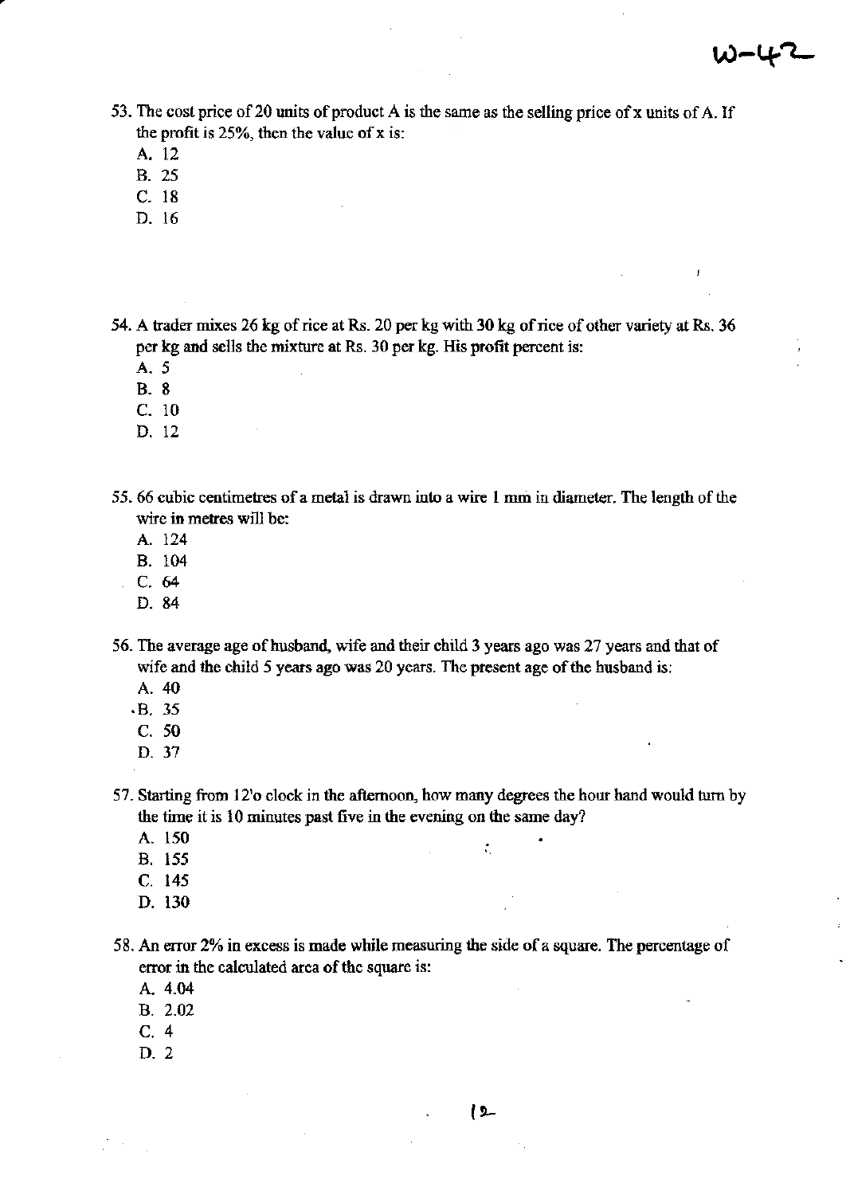53. The cost price of 20 units of product A is the same as the selling price of x units of A. If the profit is 25%, then the value of x is:
   - A. 12
   - B. 25
   - C. 18
   - D. 16

54. A trader mixes 26 kg of rice at Rs. 20 per kg with 30 kg of rice of other variety at Rs. 36 per kg and sells the mixture at Rs. 30 per kg. His profit percent is:
   - A. 5
   - B. 8
   - C. 10
   - D. 12

55. 66 cubic centimetres of a metal is drawn into a wire 1 mm in diameter. The length of the wire in metres will be:
   - A. 124
   - B. 104
   - C. 64
   - D. 84

56. The average age of husband, wife and their child 3 years ago was 27 years and that of wife and the child 5 years ago was 20 years. The present age of the husband is:
   - A. 40
   - B. 35
   - C. 50
   - D. 37

57. Starting from 12'o clock in the afternoon, how many degrees the hour hand would turn by the time it is 10 minutes past five in the evening on the same day?
   - A. 150
   - B. 155
   - C. 145
   - D. 130

58. An error 2% in excess is made while measuring the side of a square. The percentage of error in the calculated area of the square is:
   - A. 4.04
   - B. 2.02
   - C. 4
   - D. 2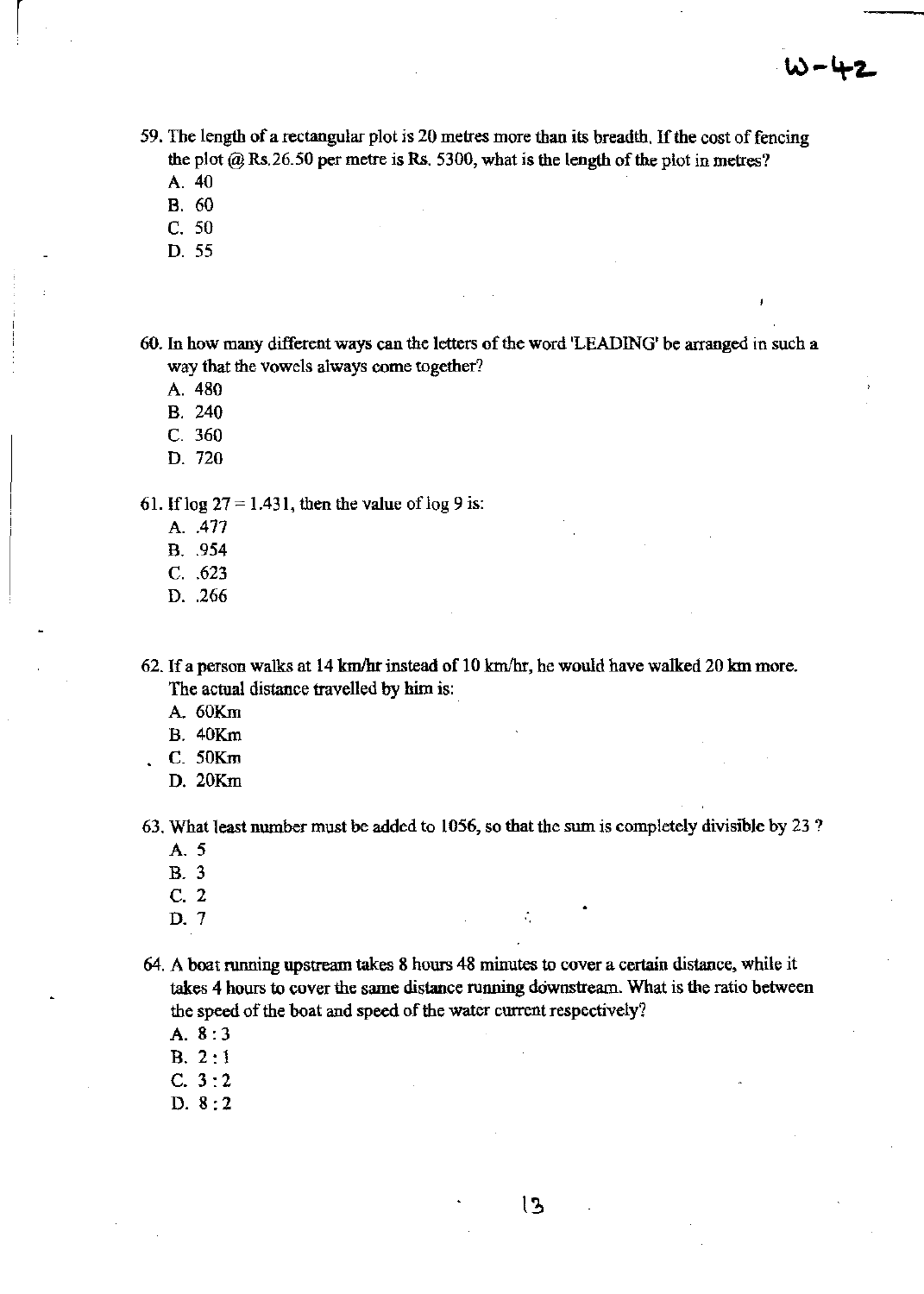59. The length of a rectangular plot is 20 metres more than its breadth. If the cost of fencing the plot @ Rs.26.50 per metre is Rs. 5300, what is the length of the plot in metres?

   A. 40
   B. 60
   C. 50
   D. 55

60. In how many different ways can the letters of the word 'LEADING' be arranged in such a way that the vowels always come together?

   A. 480
   B. 240
   C. 360
   D. 720

61. If log 27 = 1.431, then the value of log 9 is:

   A. .477
   B. .954
   C. .623
   D. .266

62. If a person walks at 14 km/hr instead of 10 km/hr, he would have walked 20 km more. The actual distance travelled by him is:

   A. 60Km
   B. 40Km
   C. 50Km
   D. 20Km

63. What least number must be added to 1056, so that the sum is completely divisible by 23 ?

   A. 5
   B. 3
   C. 2
   D. 7

64. A boat running upstream takes 8 hours 48 minutes to cover a certain distance, while it takes 4 hours to cover the same distance running downstream. What is the ratio between the speed of the boat and speed of the water current respectively?

   A. 8 : 3
   B. 2 : 1
   C. 3 : 2
   D. 8 : 2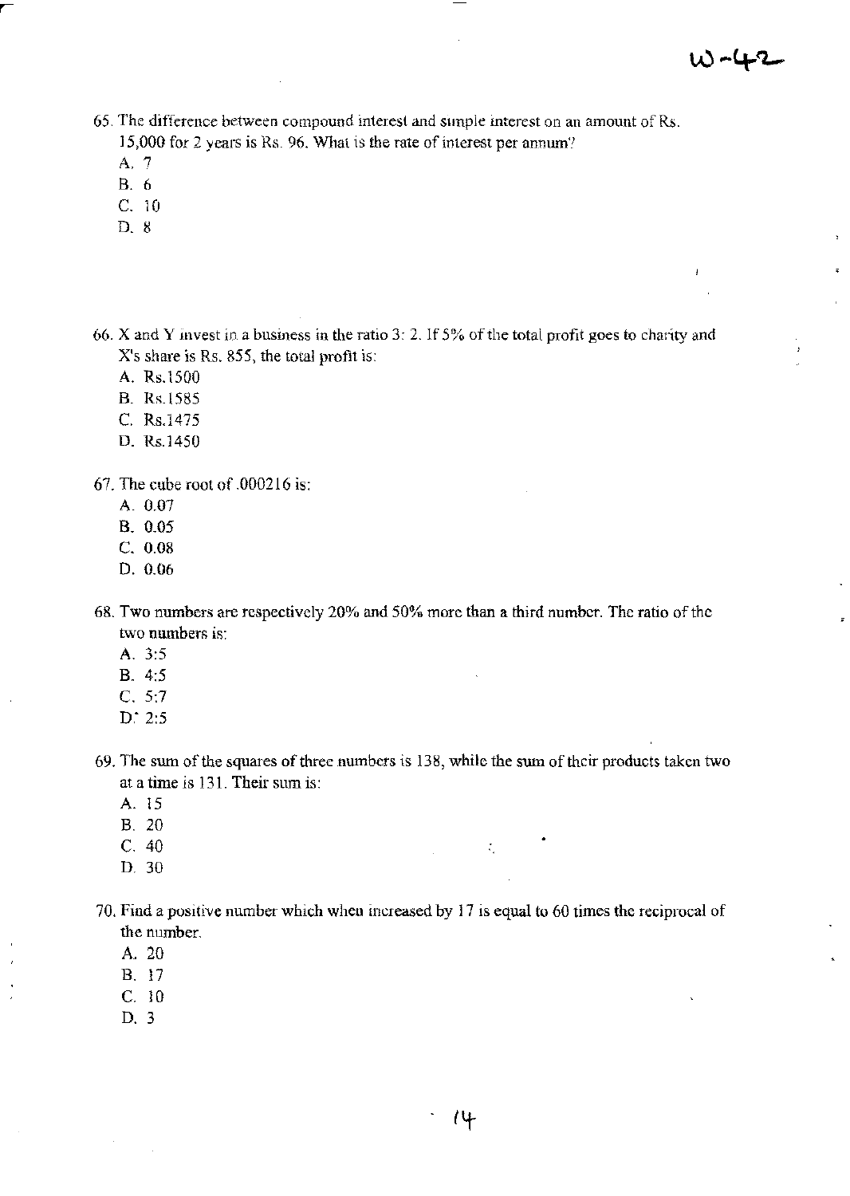65. The difference between compound interest and simple interest on an amount of Rs. 15,000 for 2 years is Rs. 96. What is the rate of interest per annum?

   A. 7
   B. 6
   C. 10
   D. 8

66. X and Y invest in a business in the ratio 3: 2. If 5% of the total profit goes to charity and X's share is Rs. 855, the total profit is:

   A. Rs.1500
   B. Rs.1585
   C. Rs.1475
   D. Rs.1450

67. The cube root of .000216 is:

   A. 0.07
   B. 0.05
   C. 0.08
   D. 0.06

68. Two numbers are respectively 20% and 50% more than a third number. The ratio of the two numbers is:

   A. 3:5
   B. 4:5
   C. 5:7
   D. 2:5

69. The sum of the squares of three numbers is 138, while the sum of their products taken two at a time is 131. Their sum is:

   A. 15
   B. 20
   C. 40
   D. 30

70. Find a positive number which when increased by 17 is equal to 60 times the reciprocal of the number.

   A. 20
   B. 17
   C. 10
   D. 3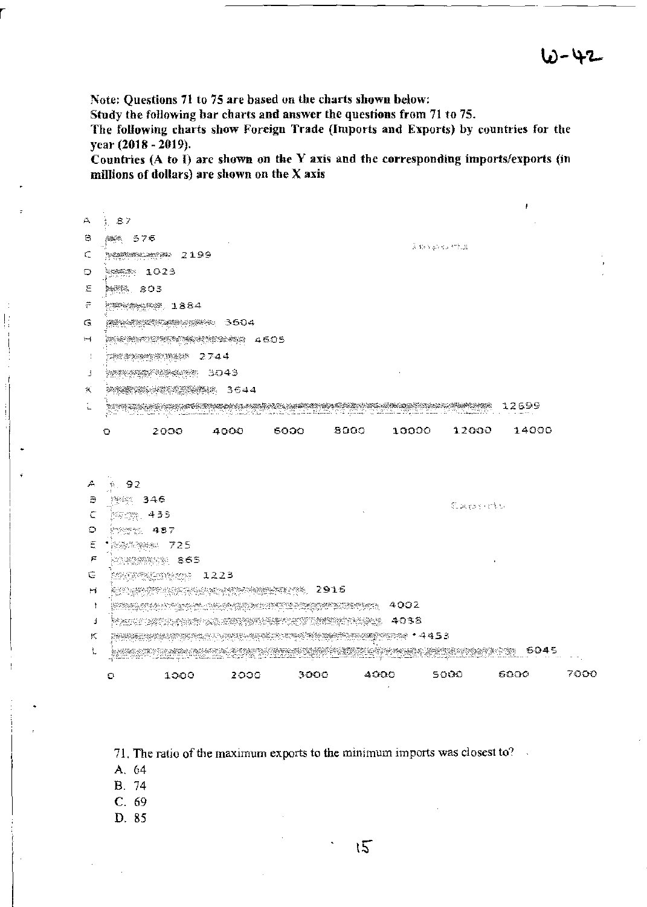Note: Questions 71 to 75 are based on the charts shown below:

Study the following bar charts and answer the questions from 71 to 75.

The following charts show Foreign Trade (Imports and Exports) by countries for the year (2018 - 2019).

Countries (A to I) are shown on the Y axis and the corresponding imports/exports (in millions of dollars) are shown on the X axis

**Imports**

| Country | Imports |
|---|---|
| A | 87 |
| B | 576 |
| C | 2199 |
| D | 1023 |
| E | 803 |
| F | 1884 |
| G | 3604 |
| H | 4605 |
| I | 2744 |
| J | 3043 |
| K | 3644 |
| L | 12699 |

X axis: 0, 2000, 4000, 6000, 8000, 10000, 12000, 14000

**Exports**

| Country | Exports |
|---|---|
| A | 92 |
| B | 346 |
| C | 433 |
| D | 487 |
| E | 725 |
| F | 865 |
| G | 1223 |
| H | 2916 |
| I | 4002 |
| J | 4038 |
| K | 4453 |
| L | 6045 |

X axis: 0, 1000, 2000, 3000, 4000, 5000, 6000, 7000

71. The ratio of the maximum exports to the minimum imports was closest to?

A. 64

B. 74

C. 69

D. 85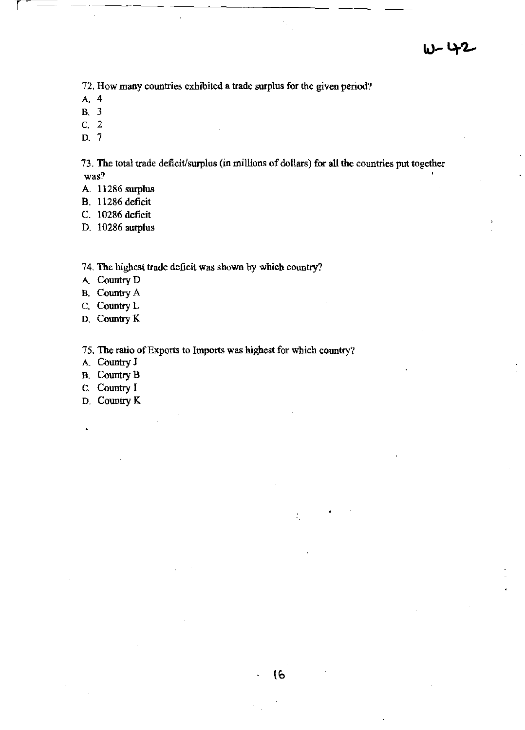72. How many countries exhibited a trade surplus for the given period?

A. 4
B. 3
C. 2
D. 7

73. The total trade deficit/surplus (in millions of dollars) for all the countries put together was?

A. 11286 surplus
B. 11286 deficit
C. 10286 deficit
D. 10286 surplus

74. The highest trade deficit was shown by which country?

A. Country D
B. Country A
C. Country L
D. Country K

75. The ratio of Exports to Imports was highest for which country?

A. Country J
B. Country B
C. Country I
D. Country K